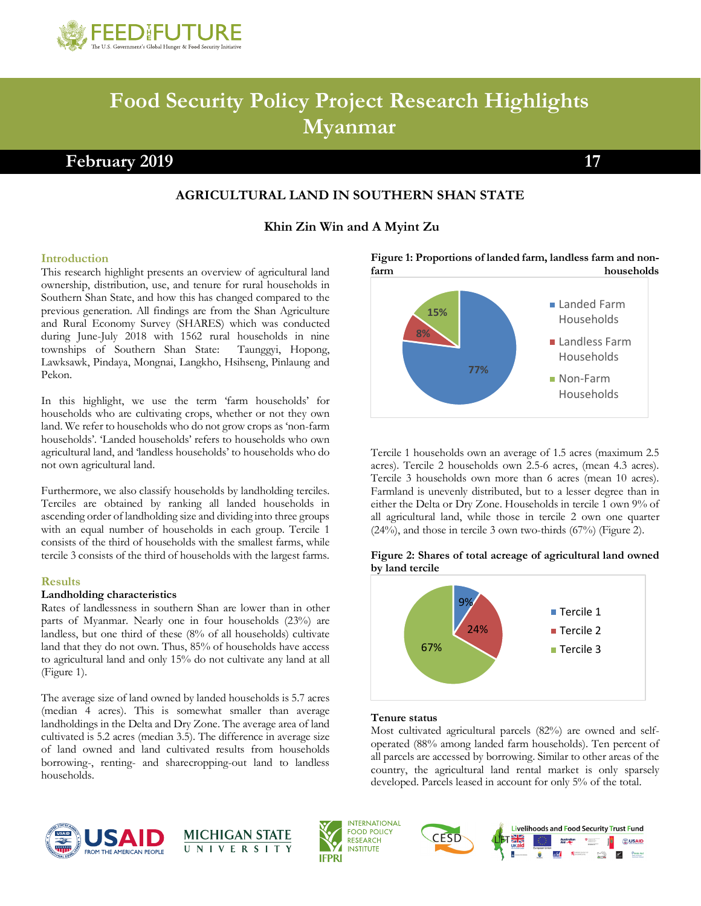# Food Security Policy Project Research Highlights Myanmar

**February 2019** **17**

## AGRICULTURAL LAND IN SOUTHERN SHAN STATE

**Khin Zin Win and A Myint Zu**

### Introduction

This research highlight presents an overview of agricultural land ownership, distribution, use, and tenure for rural households in Southern Shan State, and how this has changed compared to the previous generation. All findings are from the Shan Agriculture and Rural Economy Survey (SHARES) which was conducted during June-July 2018 with 1562 rural households in nine townships of Southern Shan State: Taunggyi, Hopong, Lawksawk, Pindaya, Mongnai, Langkho, Hsihseng, Pinlaung and Pekon.

In this highlight, we use the term 'farm households' for households who are cultivating crops, whether or not they own land. We refer to households who do not grow crops as 'non-farm households'. 'Landed households' refers to households who own agricultural land, and 'landless households' to households who do not own agricultural land.

Furthermore, we also classify households by landholding terciles. Terciles are obtained by ranking all landed households in ascending order of landholding size and dividing into three groups with an equal number of households in each group. Tercile 1 consists of the third of households with the smallest farms, while tercile 3 consists of the third of households with the largest farms.

### Results

**Landholding characteristics**

Rates of landlessness in southern Shan are lower than in other parts of Myanmar. Nearly one in four households (23%) are landless, but one third of these (8% of all households) cultivate land that they do not own. Thus, 85% of households have access to agricultural land and only 15% do not cultivate any land at all (Figure 1).

The average size of land owned by landed households is 5.7 acres (median 4 acres). This is somewhat smaller than average landholdings in the Delta and Dry Zone. The average area of land cultivated is 5.2 acres (median 3.5). The difference in average size of land owned and land cultivated results from households borrowing-, renting- and sharecropping-out land to landless households.

**Figure 1: Proportions of landed farm, landless farm and non-farm households**

| Category | Share |
|---|---|
| Landed Farm Households | 77% |
| Landless Farm Households | 8% |
| Non-Farm Households | 15% |

Tercile 1 households own an average of 1.5 acres (maximum 2.5 acres). Tercile 2 households own 2.5-6 acres, (mean 4.3 acres). Tercile 3 households own more than 6 acres (mean 10 acres). Farmland is unevenly distributed, but to a lesser degree than in either the Delta or Dry Zone. Households in tercile 1 own 9% of all agricultural land, while those in tercile 2 own one quarter (24%), and those in tercile 3 own two-thirds (67%) (Figure 2).

**Figure 2: Shares of total acreage of agricultural land owned by land tercile**

| Tercile | Share |
|---|---|
| Tercile 1 | 9% |
| Tercile 2 | 24% |
| Tercile 3 | 67% |

**Tenure status**

Most cultivated agricultural parcels (82%) are owned and self-operated (88% among landed farm households). Ten percent of all parcels are accessed by borrowing. Similar to other areas of the country, the agricultural land rental market is only sparsely developed. Parcels leased in account for only 5% of the total.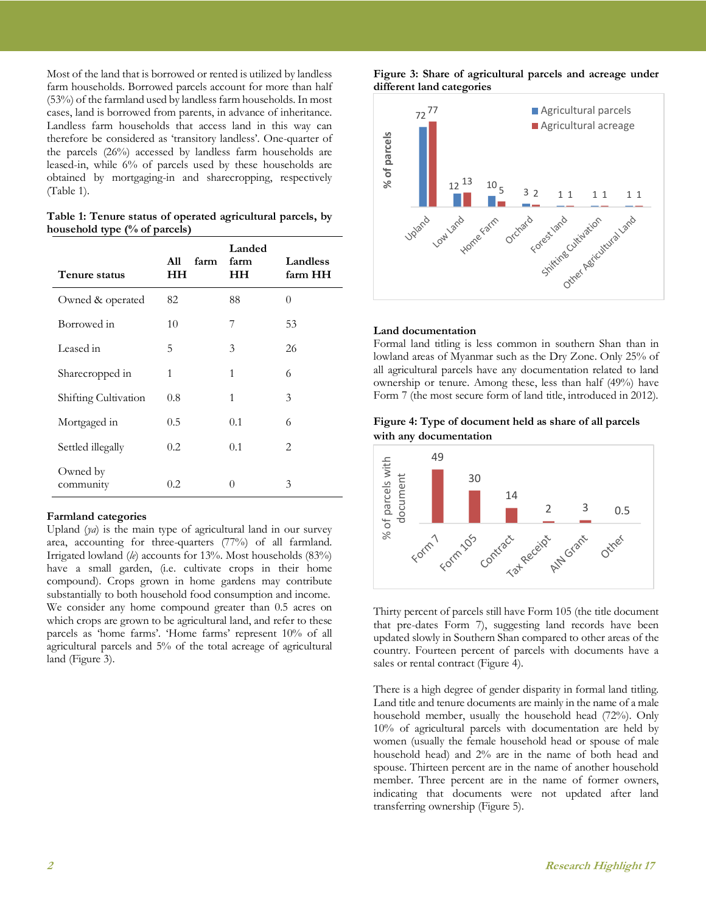Most of the land that is borrowed or rented is utilized by landless farm households. Borrowed parcels account for more than half (53%) of the farmland used by landless farm households. In most cases, land is borrowed from parents, in advance of inheritance. Landless farm households that access land in this way can therefore be considered as 'transitory landless'. One-quarter of the parcels (26%) accessed by landless farm households are leased-in, while 6% of parcels used by these households are obtained by mortgaging-in and sharecropping, respectively (Table 1).

**Table 1: Tenure status of operated agricultural parcels, by household type (% of parcels)**

| Tenure status | All farm HH | Landed farm HH | Landless farm HH |
|---|---|---|---|
| Owned & operated | 82 | 88 | 0 |
| Borrowed in | 10 | 7 | 53 |
| Leased in | 5 | 3 | 26 |
| Sharecropped in | 1 | 1 | 6 |
| Shifting Cultivation | 0.8 | 1 | 3 |
| Mortgaged in | 0.5 | 0.1 | 6 |
| Settled illegally | 0.2 | 0.1 | 2 |
| Owned by community | 0.2 | 0 | 3 |

### Farmland categories

Upland (*ya*) is the main type of agricultural land in our survey area, accounting for three-quarters (77%) of all farmland. Irrigated lowland (*le*) accounts for 13%. Most households (83%) have a small garden, (i.e. cultivate crops in their home compound). Crops grown in home gardens may contribute substantially to both household food consumption and income. We consider any home compound greater than 0.5 acres on which crops are grown to be agricultural land, and refer to these parcels as 'home farms'. 'Home farms' represent 10% of all agricultural parcels and 5% of the total acreage of agricultural land (Figure 3).

**Figure 3: Share of agricultural parcels and acreage under different land categories**

| Land category | Agricultural parcels | Agricultural acreage |
|---|---|---|
| Upland | 72 | 77 |
| Low Land | 12 | 13 |
| Home Farm | 10 | 5 |
| Orchard | 3 | 2 |
| Forest land | 1 | 1 |
| Shifting Cultivation | 1 | 1 |
| Other Agricultural Land | 1 | 1 |

### Land documentation

Formal land titling is less common in southern Shan than in lowland areas of Myanmar such as the Dry Zone. Only 25% of all agricultural parcels have any documentation related to land ownership or tenure. Among these, less than half (49%) have Form 7 (the most secure form of land title, introduced in 2012).

**Figure 4: Type of document held as share of all parcels with any documentation**

| Document | % of parcels with document |
|---|---|
| Form 7 | 49 |
| Form 105 | 30 |
| Contract | 14 |
| Tax Receipt | 2 |
| AIN Grant | 3 |
| Other | 0.5 |

Thirty percent of parcels still have Form 105 (the title document that pre-dates Form 7), suggesting land records have been updated slowly in Southern Shan compared to other areas of the country. Fourteen percent of parcels with documents have a sales or rental contract (Figure 4).

There is a high degree of gender disparity in formal land titling. Land title and tenure documents are mainly in the name of a male household member, usually the household head (72%). Only 10% of agricultural parcels with documentation are held by women (usually the female household head or spouse of male household head) and 2% are in the name of both head and spouse. Thirteen percent are in the name of another household member. Three percent are in the name of former owners, indicating that documents were not updated after land transferring ownership (Figure 5).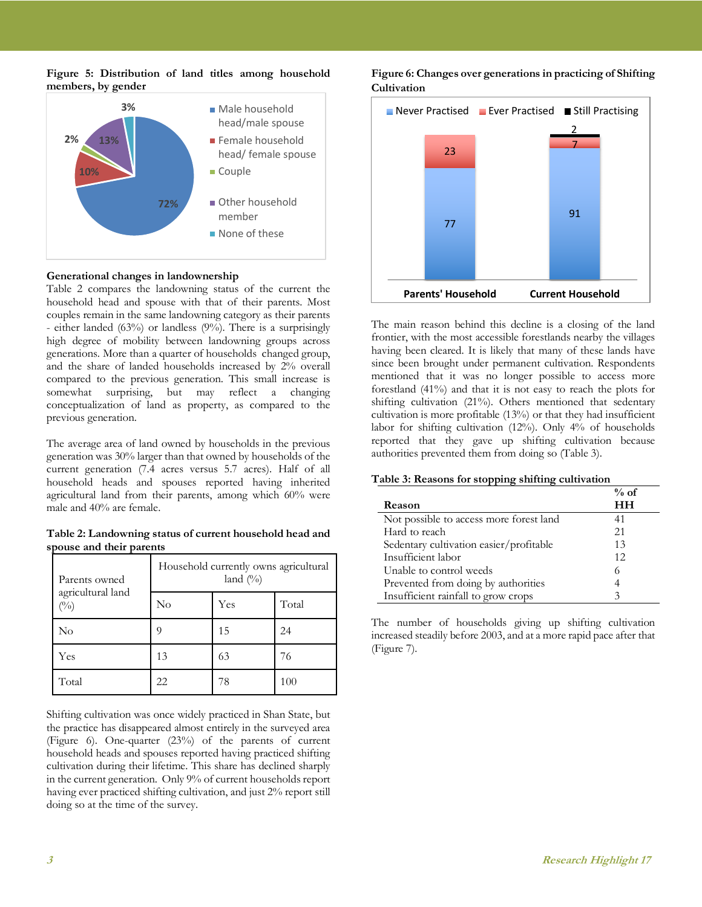**Figure 5: Distribution of land titles among household members, by gender**

**Generational changes in landownership**

Table 2 compares the landowning status of the current the household head and spouse with that of their parents. Most couples remain in the same landowning category as their parents - either landed (63%) or landless (9%). There is a surprisingly high degree of mobility between landowning groups across generations. More than a quarter of households changed group, and the share of landed households increased by 2% overall compared to the previous generation. This small increase is somewhat surprising, but may reflect a changing conceptualization of land as property, as compared to the previous generation.

The average area of land owned by households in the previous generation was 30% larger than that owned by households of the current generation (7.4 acres versus 5.7 acres). Half of all household heads and spouses reported having inherited agricultural land from their parents, among which 60% were male and 40% are female.

**Table 2: Landowning status of current household head and spouse and their parents**

| Parents owned agricultural land (%) | Household currently owns agricultural land (%) | | |
|---|---|---|---|
| | No | Yes | Total |
| No | 9 | 15 | 24 |
| Yes | 13 | 63 | 76 |
| Total | 22 | 78 | 100 |

Shifting cultivation was once widely practiced in Shan State, but the practice has disappeared almost entirely in the surveyed area (Figure 6). One-quarter (23%) of the parents of current household heads and spouses reported having practiced shifting cultivation during their lifetime. This share has declined sharply in the current generation. Only 9% of current households report having ever practiced shifting cultivation, and just 2% report still doing so at the time of the survey.

**Figure 6: Changes over generations in practicing of Shifting Cultivation**

The main reason behind this decline is a closing of the land frontier, with the most accessible forestlands nearby the villages having been cleared. It is likely that many of these lands have since been brought under permanent cultivation. Respondents mentioned that it was no longer possible to access more forestland (41%) and that it is not easy to reach the plots for shifting cultivation (21%). Others mentioned that sedentary cultivation is more profitable (13%) or that they had insufficient labor for shifting cultivation (12%). Only 4% of households reported that they gave up shifting cultivation because authorities prevented them from doing so (Table 3).

**Table 3: Reasons for stopping shifting cultivation**

| Reason | % of HH |
|---|---|
| Not possible to access more forest land | 41 |
| Hard to reach | 21 |
| Sedentary cultivation easier/profitable | 13 |
| Insufficient labor | 12 |
| Unable to control weeds | 6 |
| Prevented from doing by authorities | 4 |
| Insufficient rainfall to grow crops | 3 |

The number of households giving up shifting cultivation increased steadily before 2003, and at a more rapid pace after that (Figure 7).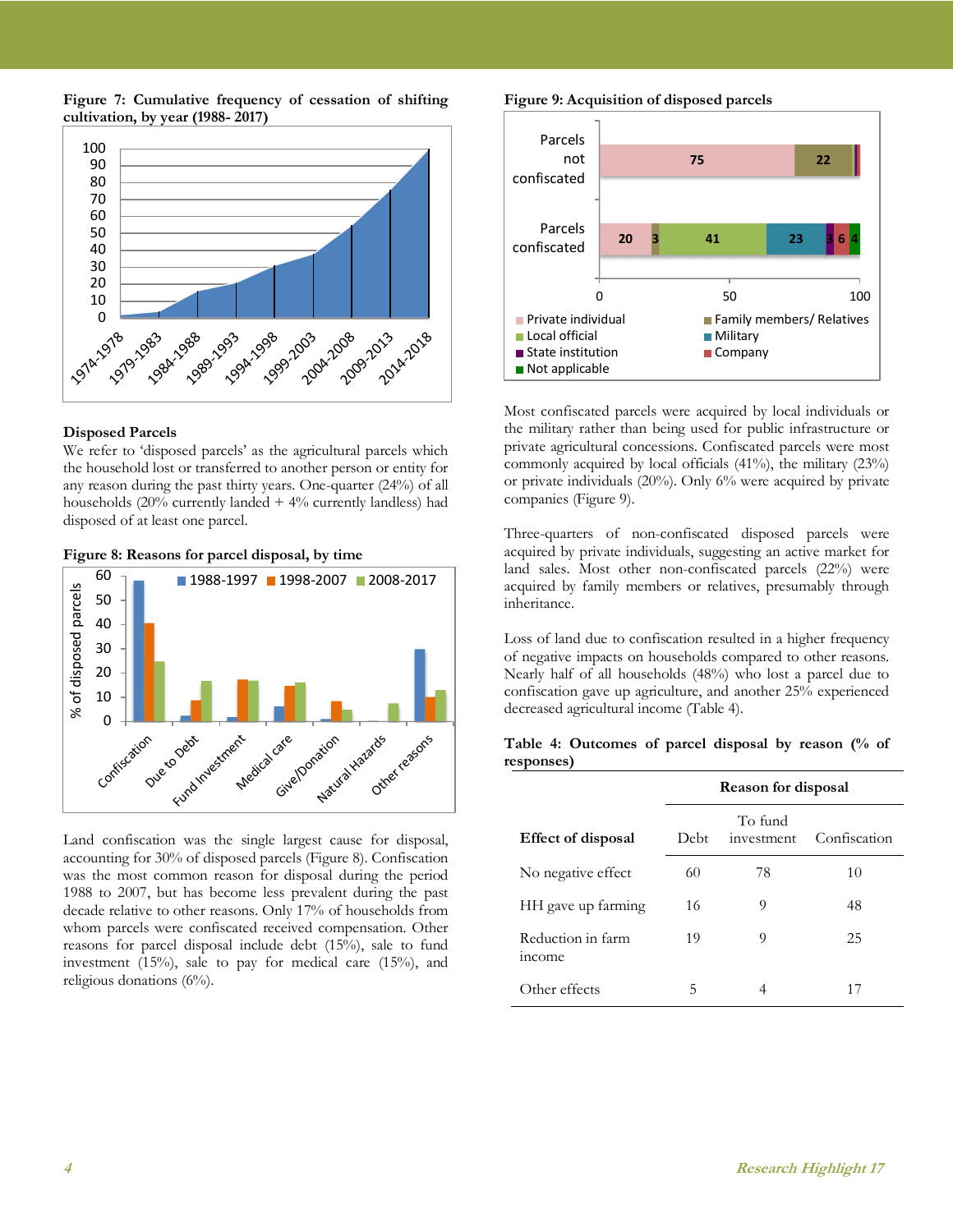**Figure 7: Cumulative frequency of cessation of shifting cultivation, by year (1988- 2017)**

### Disposed Parcels

We refer to 'disposed parcels' as the agricultural parcels which the household lost or transferred to another person or entity for any reason during the past thirty years. One-quarter (24%) of all households (20% currently landed + 4% currently landless) had disposed of at least one parcel.

**Figure 8: Reasons for parcel disposal, by time**

Land confiscation was the single largest cause for disposal, accounting for 30% of disposed parcels (Figure 8). Confiscation was the most common reason for disposal during the period 1988 to 2007, but has become less prevalent during the past decade relative to other reasons. Only 17% of households from whom parcels were confiscated received compensation. Other reasons for parcel disposal include debt (15%), sale to fund investment (15%), sale to pay for medical care (15%), and religious donations (6%).

**Figure 9: Acquisition of disposed parcels**

Most confiscated parcels were acquired by local individuals or the military rather than being used for public infrastructure or private agricultural concessions. Confiscated parcels were most commonly acquired by local officials (41%), the military (23%) or private individuals (20%). Only 6% were acquired by private companies (Figure 9).

Three-quarters of non-confiscated disposed parcels were acquired by private individuals, suggesting an active market for land sales. Most other non-confiscated parcels (22%) were acquired by family members or relatives, presumably through inheritance.

Loss of land due to confiscation resulted in a higher frequency of negative impacts on households compared to other reasons. Nearly half of all households (48%) who lost a parcel due to confiscation gave up agriculture, and another 25% experienced decreased agricultural income (Table 4).

**Table 4: Outcomes of parcel disposal by reason (% of responses)**

| | Reason for disposal | | |
|---|---|---|---|
| **Effect of disposal** | Debt | To fund investment | Confiscation |
| No negative effect | 60 | 78 | 10 |
| HH gave up farming | 16 | 9 | 48 |
| Reduction in farm income | 19 | 9 | 25 |
| Other effects | 5 | 4 | 17 |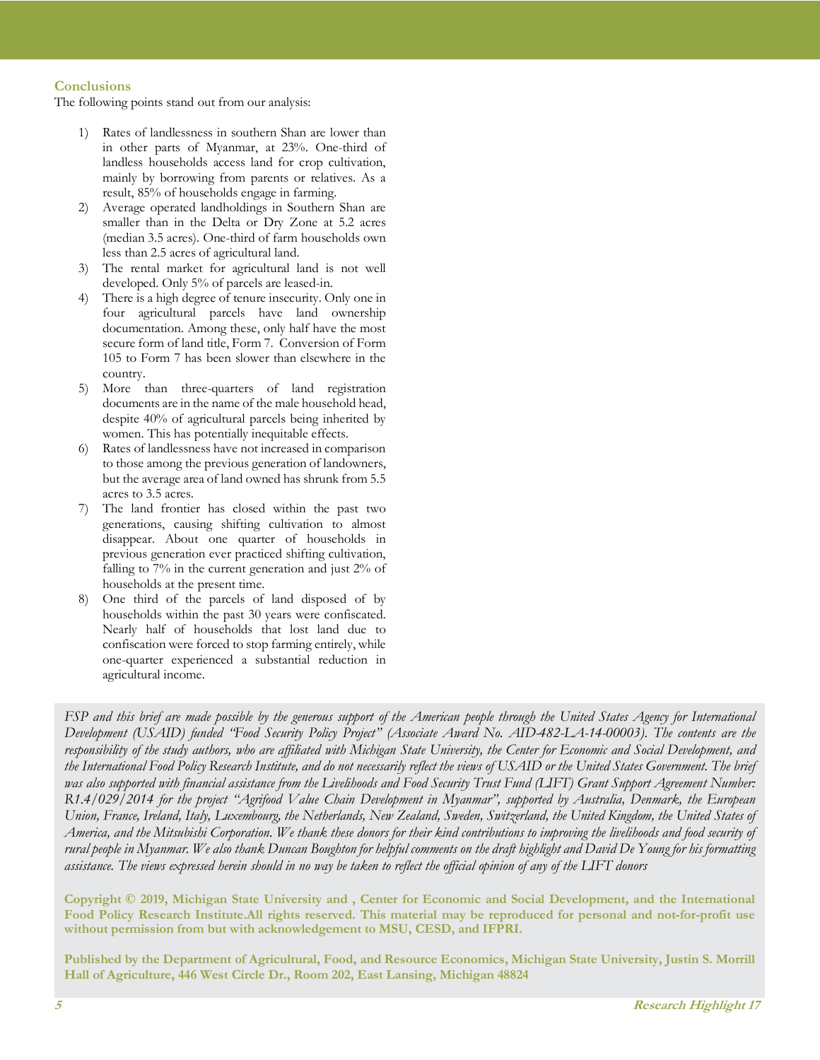### Conclusions

The following points stand out from our analysis:

1) Rates of landlessness in southern Shan are lower than in other parts of Myanmar, at 23%. One-third of landless households access land for crop cultivation, mainly by borrowing from parents or relatives. As a result, 85% of households engage in farming.
2) Average operated landholdings in Southern Shan are smaller than in the Delta or Dry Zone at 5.2 acres (median 3.5 acres). One-third of farm households own less than 2.5 acres of agricultural land.
3) The rental market for agricultural land is not well developed. Only 5% of parcels are leased-in.
4) There is a high degree of tenure insecurity. Only one in four agricultural parcels have land ownership documentation. Among these, only half have the most secure form of land title, Form 7. Conversion of Form 105 to Form 7 has been slower than elsewhere in the country.
5) More than three-quarters of land registration documents are in the name of the male household head, despite 40% of agricultural parcels being inherited by women. This has potentially inequitable effects.
6) Rates of landlessness have not increased in comparison to those among the previous generation of landowners, but the average area of land owned has shrunk from 5.5 acres to 3.5 acres.
7) The land frontier has closed within the past two generations, causing shifting cultivation to almost disappear. About one quarter of households in previous generation ever practiced shifting cultivation, falling to 7% in the current generation and just 2% of households at the present time.
8) One third of the parcels of land disposed of by households within the past 30 years were confiscated. Nearly half of households that lost land due to confiscation were forced to stop farming entirely, while one-quarter experienced a substantial reduction in agricultural income.

*FSP and this brief are made possible by the generous support of the American people through the United States Agency for International Development (USAID) funded "Food Security Policy Project" (Associate Award No. AID-482-LA-14-00003). The contents are the responsibility of the study authors, who are affiliated with Michigan State University, the Center for Economic and Social Development, and the International Food Policy Research Institute, and do not necessarily reflect the views of USAID or the United States Government. The brief was also supported with financial assistance from the Livelihoods and Food Security Trust Fund (LIFT) Grant Support Agreement Number: R1.4/029/2014 for the project "Agrifood Value Chain Development in Myanmar", supported by Australia, Denmark, the European Union, France, Ireland, Italy, Luxembourg, the Netherlands, New Zealand, Sweden, Switzerland, the United Kingdom, the United States of America, and the Mitsubishi Corporation. We thank these donors for their kind contributions to improving the livelihoods and food security of rural people in Myanmar. We also thank Duncan Boughton for helpful comments on the draft highlight and David De Young for his formatting assistance. The views expressed herein should in no way be taken to reflect the official opinion of any of the LIFT donors*

**Copyright © 2019, Michigan State University and , Center for Economic and Social Development, and the International Food Policy Research Institute.All rights reserved. This material may be reproduced for personal and not-for-profit use without permission from but with acknowledgement to MSU, CESD, and IFPRI.**

**Published by the Department of Agricultural, Food, and Resource Economics, Michigan State University, Justin S. Morrill Hall of Agriculture, 446 West Circle Dr., Room 202, East Lansing, Michigan 48824**